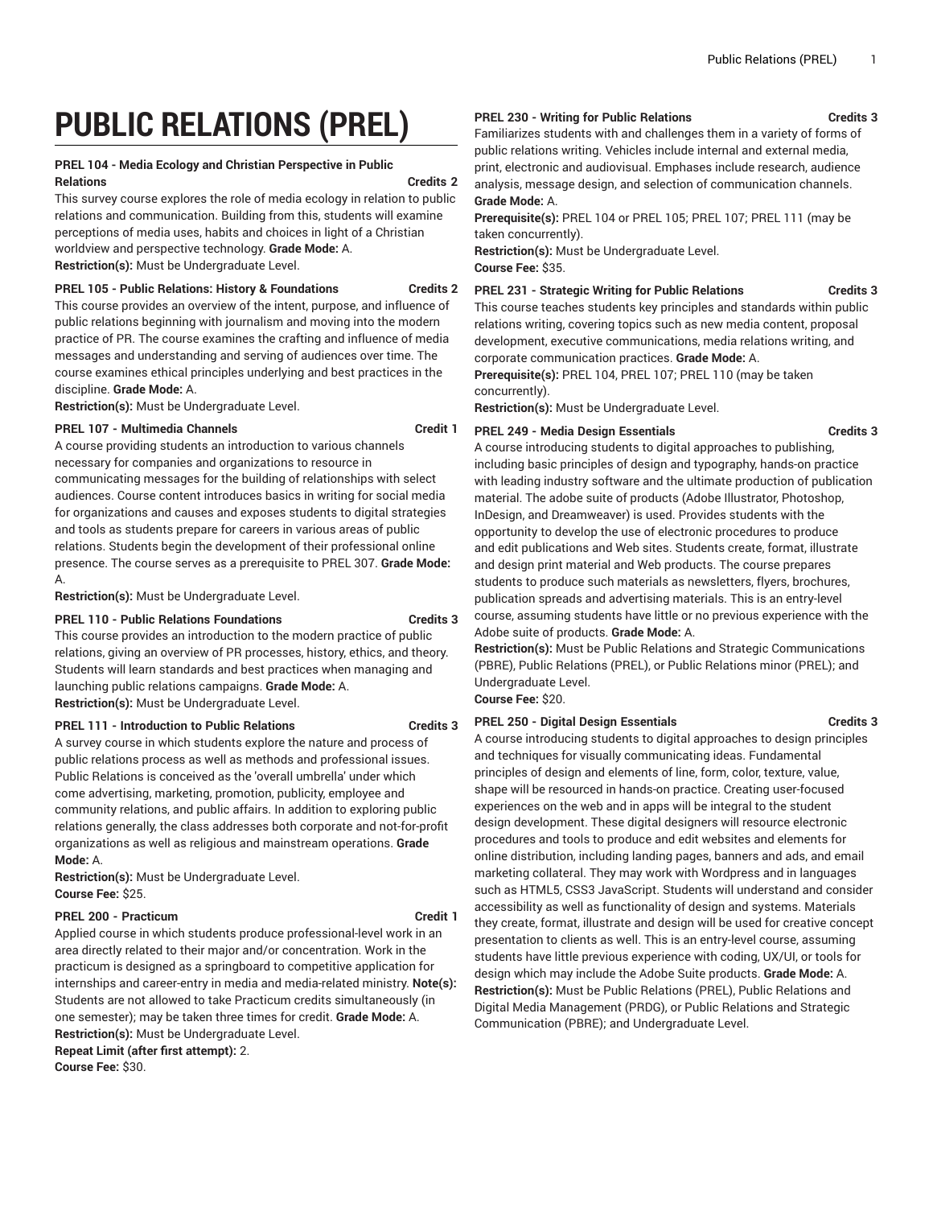# PUBLIC RELATIONS (PREL)

### PREL 104 - Media Ecology and Christian Perspective in Public Relations — Credits 2

This survey course explores the role of media ecology in relation to public relations and communication. Building from this, students will examine perceptions of media uses, habits and choices in light of a Christian worldview and perspective technology. **Grade Mode:** A.
**Restriction(s):** Must be Undergraduate Level.

### PREL 105 - Public Relations: History & Foundations — Credits 2

This course provides an overview of the intent, purpose, and influence of public relations beginning with journalism and moving into the modern practice of PR. The course examines the crafting and influence of media messages and understanding and serving of audiences over time. The course examines ethical principles underlying and best practices in the discipline. **Grade Mode:** A.
**Restriction(s):** Must be Undergraduate Level.

### PREL 107 - Multimedia Channels — Credit 1

A course providing students an introduction to various channels necessary for companies and organizations to resource in communicating messages for the building of relationships with select audiences. Course content introduces basics in writing for social media for organizations and causes and exposes students to digital strategies and tools as students prepare for careers in various areas of public relations. Students begin the development of their professional online presence. The course serves as a prerequisite to PREL 307. **Grade Mode:** A.
**Restriction(s):** Must be Undergraduate Level.

### PREL 110 - Public Relations Foundations — Credits 3

This course provides an introduction to the modern practice of public relations, giving an overview of PR processes, history, ethics, and theory. Students will learn standards and best practices when managing and launching public relations campaigns. **Grade Mode:** A.
**Restriction(s):** Must be Undergraduate Level.

### PREL 111 - Introduction to Public Relations — Credits 3

A survey course in which students explore the nature and process of public relations process as well as methods and professional issues. Public Relations is conceived as the 'overall umbrella' under which come advertising, marketing, promotion, publicity, employee and community relations, and public affairs. In addition to exploring public relations generally, the class addresses both corporate and not-for-profit organizations as well as religious and mainstream operations. **Grade Mode:** A.
**Restriction(s):** Must be Undergraduate Level.
**Course Fee:** $25.

### PREL 200 - Practicum — Credit 1

Applied course in which students produce professional-level work in an area directly related to their major and/or concentration. Work in the practicum is designed as a springboard to competitive application for internships and career-entry in media and media-related ministry. **Note(s):** Students are not allowed to take Practicum credits simultaneously (in one semester); may be taken three times for credit. **Grade Mode:** A.
**Restriction(s):** Must be Undergraduate Level.
**Repeat Limit (after first attempt):** 2.
**Course Fee:** $30.

### PREL 230 - Writing for Public Relations — Credits 3

Familiarizes students with and challenges them in a variety of forms of public relations writing. Vehicles include internal and external media, print, electronic and audiovisual. Emphases include research, audience analysis, message design, and selection of communication channels. **Grade Mode:** A.
**Prerequisite(s):** PREL 104 or PREL 105; PREL 107; PREL 111 (may be taken concurrently).
**Restriction(s):** Must be Undergraduate Level.
**Course Fee:** $35.

### PREL 231 - Strategic Writing for Public Relations — Credits 3

This course teaches students key principles and standards within public relations writing, covering topics such as new media content, proposal development, executive communications, media relations writing, and corporate communication practices. **Grade Mode:** A.
**Prerequisite(s):** PREL 104, PREL 107; PREL 110 (may be taken concurrently).
**Restriction(s):** Must be Undergraduate Level.

### PREL 249 - Media Design Essentials — Credits 3

A course introducing students to digital approaches to publishing, including basic principles of design and typography, hands-on practice with leading industry software and the ultimate production of publication material. The adobe suite of products (Adobe Illustrator, Photoshop, InDesign, and Dreamweaver) is used. Provides students with the opportunity to develop the use of electronic procedures to produce and edit publications and Web sites. Students create, format, illustrate and design print material and Web products. The course prepares students to produce such materials as newsletters, flyers, brochures, publication spreads and advertising materials. This is an entry-level course, assuming students have little or no previous experience with the Adobe suite of products. **Grade Mode:** A.
**Restriction(s):** Must be Public Relations and Strategic Communications (PBRE), Public Relations (PREL), or Public Relations minor (PREL); and Undergraduate Level.
**Course Fee:** $20.

### PREL 250 - Digital Design Essentials — Credits 3

A course introducing students to digital approaches to design principles and techniques for visually communicating ideas. Fundamental principles of design and elements of line, form, color, texture, value, shape will be resourced in hands-on practice. Creating user-focused experiences on the web and in apps will be integral to the student design development. These digital designers will resource electronic procedures and tools to produce and edit websites and elements for online distribution, including landing pages, banners and ads, and email marketing collateral. They may work with Wordpress and in languages such as HTML5, CSS3 JavaScript. Students will understand and consider accessibility as well as functionality of design and systems. Materials they create, format, illustrate and design will be used for creative concept presentation to clients as well. This is an entry-level course, assuming students have little previous experience with coding, UX/UI, or tools for design which may include the Adobe Suite products. **Grade Mode:** A.
**Restriction(s):** Must be Public Relations (PREL), Public Relations and Digital Media Management (PRDG), or Public Relations and Strategic Communication (PBRE); and Undergraduate Level.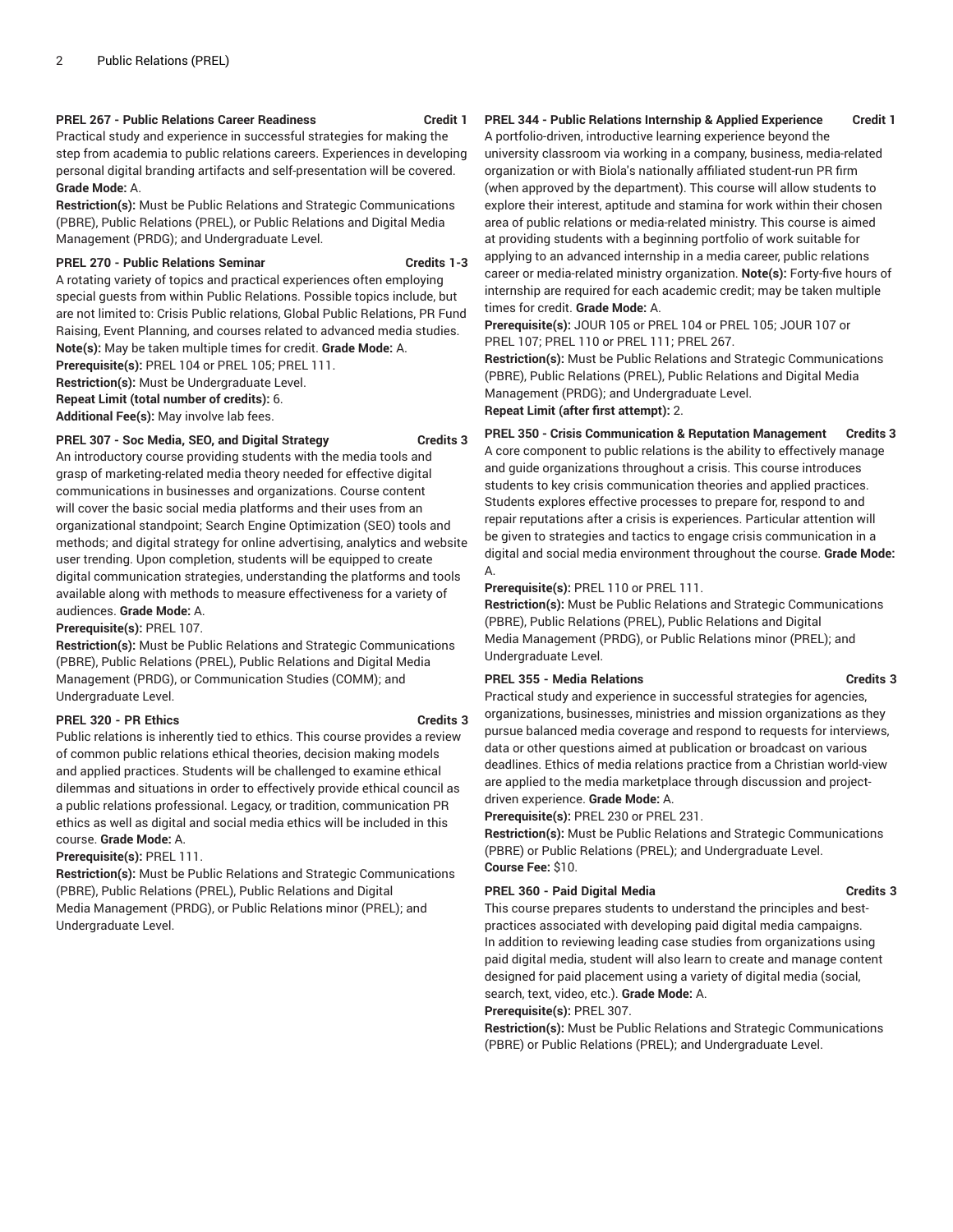**PREL 267 - Public Relations Career Readiness Credit 1**

Practical study and experience in successful strategies for making the step from academia to public relations careers. Experiences in developing personal digital branding artifacts and self-presentation will be covered. **Grade Mode:** A.

**Restriction(s):** Must be Public Relations and Strategic Communications (PBRE), Public Relations (PREL), or Public Relations and Digital Media Management (PRDG); and Undergraduate Level.

**PREL 270 - Public Relations Seminar Credits 1-3**

A rotating variety of topics and practical experiences often employing special guests from within Public Relations. Possible topics include, but are not limited to: Crisis Public relations, Global Public Relations, PR Fund Raising, Event Planning, and courses related to advanced media studies. **Note(s):** May be taken multiple times for credit. **Grade Mode:** A.

**Prerequisite(s):** PREL 104 or PREL 105; PREL 111.

**Restriction(s):** Must be Undergraduate Level.

**Repeat Limit (total number of credits):** 6.

**Additional Fee(s):** May involve lab fees.

**PREL 307 - Soc Media, SEO, and Digital Strategy Credits 3**

An introductory course providing students with the media tools and grasp of marketing-related media theory needed for effective digital communications in businesses and organizations. Course content will cover the basic social media platforms and their uses from an organizational standpoint; Search Engine Optimization (SEO) tools and methods; and digital strategy for online advertising, analytics and website user trending. Upon completion, students will be equipped to create digital communication strategies, understanding the platforms and tools available along with methods to measure effectiveness for a variety of audiences. **Grade Mode:** A.

**Prerequisite(s):** PREL 107.

**Restriction(s):** Must be Public Relations and Strategic Communications (PBRE), Public Relations (PREL), Public Relations and Digital Media Management (PRDG), or Communication Studies (COMM); and Undergraduate Level.

**PREL 320 - PR Ethics Credits 3**

Public relations is inherently tied to ethics. This course provides a review of common public relations ethical theories, decision making models and applied practices. Students will be challenged to examine ethical dilemmas and situations in order to effectively provide ethical council as a public relations professional. Legacy, or tradition, communication PR ethics as well as digital and social media ethics will be included in this course. **Grade Mode:** A.

**Prerequisite(s):** PREL 111.

**Restriction(s):** Must be Public Relations and Strategic Communications (PBRE), Public Relations (PREL), Public Relations and Digital Media Management (PRDG), or Public Relations minor (PREL); and Undergraduate Level.

**PREL 344 - Public Relations Internship & Applied Experience Credit 1**

A portfolio-driven, introductive learning experience beyond the university classroom via working in a company, business, media-related organization or with Biola's nationally affiliated student-run PR firm (when approved by the department). This course will allow students to explore their interest, aptitude and stamina for work within their chosen area of public relations or media-related ministry. This course is aimed at providing students with a beginning portfolio of work suitable for applying to an advanced internship in a media career, public relations career or media-related ministry organization. **Note(s):** Forty-five hours of internship are required for each academic credit; may be taken multiple times for credit. **Grade Mode:** A.

**Prerequisite(s):** JOUR 105 or PREL 104 or PREL 105; JOUR 107 or PREL 107; PREL 110 or PREL 111; PREL 267.

**Restriction(s):** Must be Public Relations and Strategic Communications (PBRE), Public Relations (PREL), Public Relations and Digital Media Management (PRDG); and Undergraduate Level.

**Repeat Limit (after first attempt):** 2.

**PREL 350 - Crisis Communication & Reputation Management Credits 3**

A core component to public relations is the ability to effectively manage and guide organizations throughout a crisis. This course introduces students to key crisis communication theories and applied practices. Students explores effective processes to prepare for, respond to and repair reputations after a crisis is experiences. Particular attention will be given to strategies and tactics to engage crisis communication in a digital and social media environment throughout the course. **Grade Mode:** A.

**Prerequisite(s):** PREL 110 or PREL 111.

**Restriction(s):** Must be Public Relations and Strategic Communications (PBRE), Public Relations (PREL), Public Relations and Digital Media Management (PRDG), or Public Relations minor (PREL); and Undergraduate Level.

**PREL 355 - Media Relations Credits 3**

Practical study and experience in successful strategies for agencies, organizations, businesses, ministries and mission organizations as they pursue balanced media coverage and respond to requests for interviews, data or other questions aimed at publication or broadcast on various deadlines. Ethics of media relations practice from a Christian world-view are applied to the media marketplace through discussion and project-driven experience. **Grade Mode:** A.

**Prerequisite(s):** PREL 230 or PREL 231.

**Restriction(s):** Must be Public Relations and Strategic Communications (PBRE) or Public Relations (PREL); and Undergraduate Level.

**Course Fee:** $10.

**PREL 360 - Paid Digital Media Credits 3**

This course prepares students to understand the principles and best-practices associated with developing paid digital media campaigns. In addition to reviewing leading case studies from organizations using paid digital media, student will also learn to create and manage content designed for paid placement using a variety of digital media (social, search, text, video, etc.). **Grade Mode:** A.

**Prerequisite(s):** PREL 307.

**Restriction(s):** Must be Public Relations and Strategic Communications (PBRE) or Public Relations (PREL); and Undergraduate Level.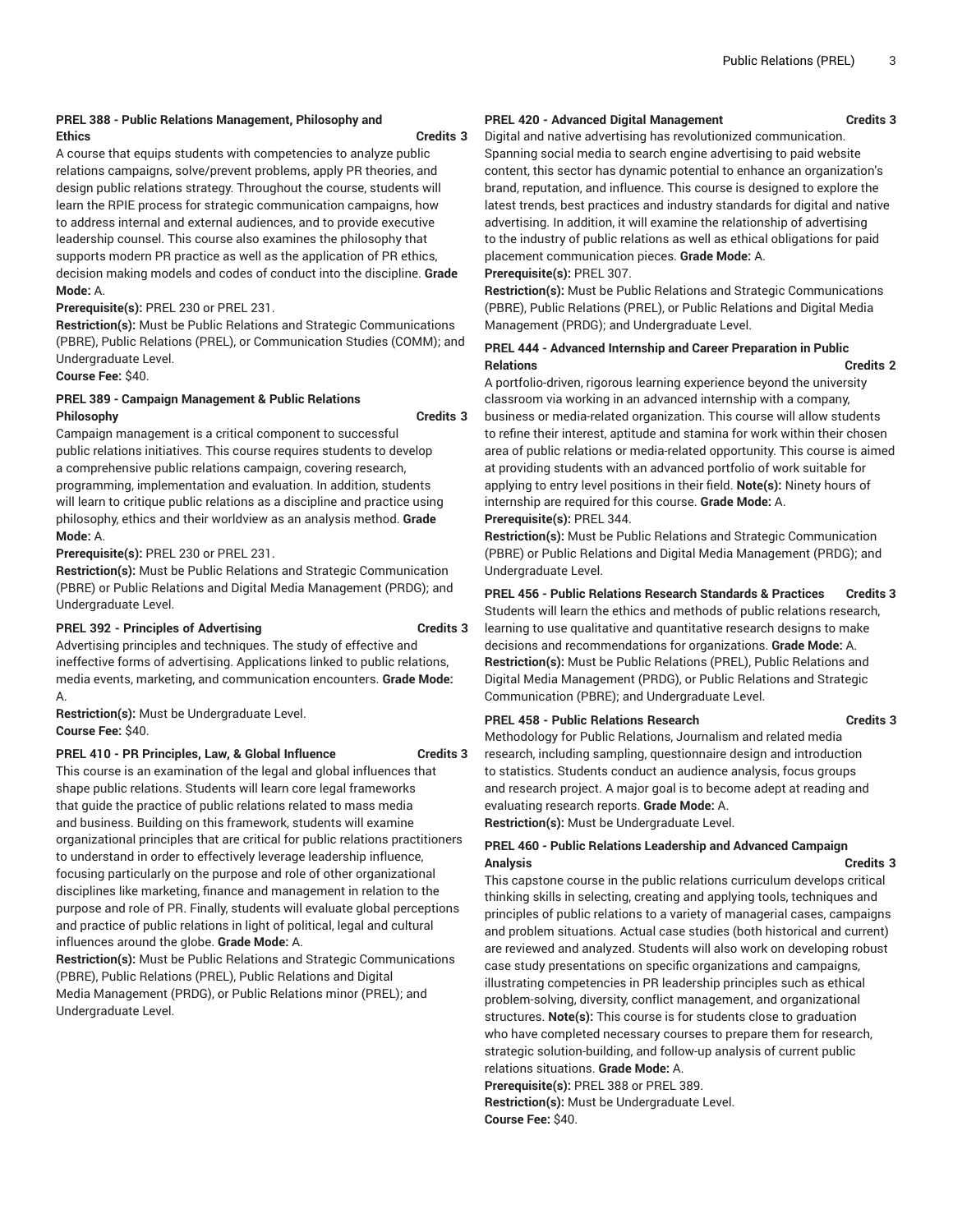#### PREL 388 - Public Relations Management, Philosophy and Ethics **Credits 3**

A course that equips students with competencies to analyze public relations campaigns, solve/prevent problems, apply PR theories, and design public relations strategy. Throughout the course, students will learn the RPIE process for strategic communication campaigns, how to address internal and external audiences, and to provide executive leadership counsel. This course also examines the philosophy that supports modern PR practice as well as the application of PR ethics, decision making models and codes of conduct into the discipline. **Grade Mode:** A.

**Prerequisite(s):** PREL 230 or PREL 231.

**Restriction(s):** Must be Public Relations and Strategic Communications (PBRE), Public Relations (PREL), or Communication Studies (COMM); and Undergraduate Level.

**Course Fee:** $40.

#### PREL 389 - Campaign Management & Public Relations Philosophy **Credits 3**

Campaign management is a critical component to successful public relations initiatives. This course requires students to develop a comprehensive public relations campaign, covering research, programming, implementation and evaluation. In addition, students will learn to critique public relations as a discipline and practice using philosophy, ethics and their worldview as an analysis method. **Grade Mode:** A.

**Prerequisite(s):** PREL 230 or PREL 231.

**Restriction(s):** Must be Public Relations and Strategic Communication (PBRE) or Public Relations and Digital Media Management (PRDG); and Undergraduate Level.

#### PREL 392 - Principles of Advertising **Credits 3**

Advertising principles and techniques. The study of effective and ineffective forms of advertising. Applications linked to public relations, media events, marketing, and communication encounters. **Grade Mode:** A.

**Restriction(s):** Must be Undergraduate Level.

**Course Fee:** $40.

#### PREL 410 - PR Principles, Law, & Global Influence **Credits 3**

This course is an examination of the legal and global influences that shape public relations. Students will learn core legal frameworks that guide the practice of public relations related to mass media and business. Building on this framework, students will examine organizational principles that are critical for public relations practitioners to understand in order to effectively leverage leadership influence, focusing particularly on the purpose and role of other organizational disciplines like marketing, finance and management in relation to the purpose and role of PR. Finally, students will evaluate global perceptions and practice of public relations in light of political, legal and cultural influences around the globe. **Grade Mode:** A.

**Restriction(s):** Must be Public Relations and Strategic Communications (PBRE), Public Relations (PREL), Public Relations and Digital Media Management (PRDG), or Public Relations minor (PREL); and Undergraduate Level.

#### PREL 420 - Advanced Digital Management **Credits 3**

Digital and native advertising has revolutionized communication. Spanning social media to search engine advertising to paid website content, this sector has dynamic potential to enhance an organization's brand, reputation, and influence. This course is designed to explore the latest trends, best practices and industry standards for digital and native advertising. In addition, it will examine the relationship of advertising to the industry of public relations as well as ethical obligations for paid placement communication pieces. **Grade Mode:** A.

**Prerequisite(s):** PREL 307.

**Restriction(s):** Must be Public Relations and Strategic Communications (PBRE), Public Relations (PREL), or Public Relations and Digital Media Management (PRDG); and Undergraduate Level.

#### PREL 444 - Advanced Internship and Career Preparation in Public Relations **Credits 2**

A portfolio-driven, rigorous learning experience beyond the university classroom via working in an advanced internship with a company, business or media-related organization. This course will allow students to refine their interest, aptitude and stamina for work within their chosen area of public relations or media-related opportunity. This course is aimed at providing students with an advanced portfolio of work suitable for applying to entry level positions in their field. **Note(s):** Ninety hours of internship are required for this course. **Grade Mode:** A.

**Prerequisite(s):** PREL 344.

**Restriction(s):** Must be Public Relations and Strategic Communication (PBRE) or Public Relations and Digital Media Management (PRDG); and Undergraduate Level.

#### PREL 456 - Public Relations Research Standards & Practices **Credits 3**

Students will learn the ethics and methods of public relations research, learning to use qualitative and quantitative research designs to make decisions and recommendations for organizations. **Grade Mode:** A.

**Restriction(s):** Must be Public Relations (PREL), Public Relations and Digital Media Management (PRDG), or Public Relations and Strategic Communication (PBRE); and Undergraduate Level.

#### PREL 458 - Public Relations Research **Credits 3**

Methodology for Public Relations, Journalism and related media research, including sampling, questionnaire design and introduction to statistics. Students conduct an audience analysis, focus groups and research project. A major goal is to become adept at reading and evaluating research reports. **Grade Mode:** A.

**Restriction(s):** Must be Undergraduate Level.

#### PREL 460 - Public Relations Leadership and Advanced Campaign Analysis **Credits 3**

This capstone course in the public relations curriculum develops critical thinking skills in selecting, creating and applying tools, techniques and principles of public relations to a variety of managerial cases, campaigns and problem situations. Actual case studies (both historical and current) are reviewed and analyzed. Students will also work on developing robust case study presentations on specific organizations and campaigns, illustrating competencies in PR leadership principles such as ethical problem-solving, diversity, conflict management, and organizational structures. **Note(s):** This course is for students close to graduation who have completed necessary courses to prepare them for research, strategic solution-building, and follow-up analysis of current public relations situations. **Grade Mode:** A.

**Prerequisite(s):** PREL 388 or PREL 389.

**Restriction(s):** Must be Undergraduate Level.

**Course Fee:** $40.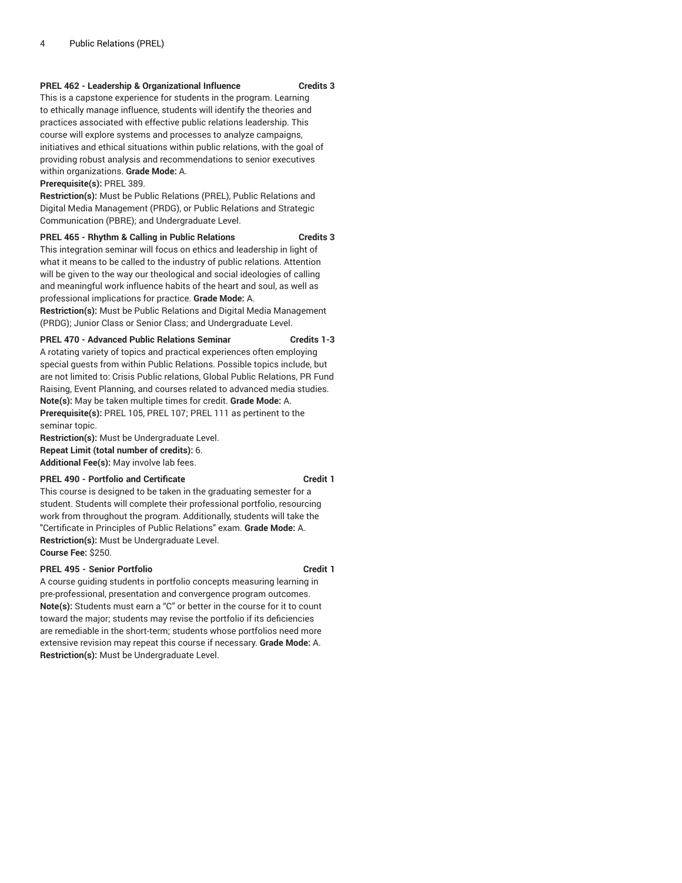**PREL 462 - Leadership & Organizational Influence** **Credits 3**

This is a capstone experience for students in the program. Learning to ethically manage influence, students will identify the theories and practices associated with effective public relations leadership. This course will explore systems and processes to analyze campaigns, initiatives and ethical situations within public relations, with the goal of providing robust analysis and recommendations to senior executives within organizations. **Grade Mode:** A.

**Prerequisite(s):** PREL 389.

**Restriction(s):** Must be Public Relations (PREL), Public Relations and Digital Media Management (PRDG), or Public Relations and Strategic Communication (PBRE); and Undergraduate Level.

**PREL 465 - Rhythm & Calling in Public Relations** **Credits 3**

This integration seminar will focus on ethics and leadership in light of what it means to be called to the industry of public relations. Attention will be given to the way our theological and social ideologies of calling and meaningful work influence habits of the heart and soul, as well as professional implications for practice. **Grade Mode:** A.

**Restriction(s):** Must be Public Relations and Digital Media Management (PRDG); Junior Class or Senior Class; and Undergraduate Level.

**PREL 470 - Advanced Public Relations Seminar** **Credits 1-3**

A rotating variety of topics and practical experiences often employing special guests from within Public Relations. Possible topics include, but are not limited to: Crisis Public relations, Global Public Relations, PR Fund Raising, Event Planning, and courses related to advanced media studies.

**Note(s):** May be taken multiple times for credit. **Grade Mode:** A.

**Prerequisite(s):** PREL 105, PREL 107; PREL 111 as pertinent to the seminar topic.

**Restriction(s):** Must be Undergraduate Level.

**Repeat Limit (total number of credits):** 6.

**Additional Fee(s):** May involve lab fees.

**PREL 490 - Portfolio and Certificate** **Credit 1**

This course is designed to be taken in the graduating semester for a student. Students will complete their professional portfolio, resourcing work from throughout the program. Additionally, students will take the "Certificate in Principles of Public Relations" exam. **Grade Mode:** A.

**Restriction(s):** Must be Undergraduate Level.

**Course Fee:** $250.

**PREL 495 - Senior Portfolio** **Credit 1**

A course guiding students in portfolio concepts measuring learning in pre-professional, presentation and convergence program outcomes.

**Note(s):** Students must earn a "C" or better in the course for it to count toward the major; students may revise the portfolio if its deficiencies are remediable in the short-term; students whose portfolios need more extensive revision may repeat this course if necessary. **Grade Mode:** A.

**Restriction(s):** Must be Undergraduate Level.